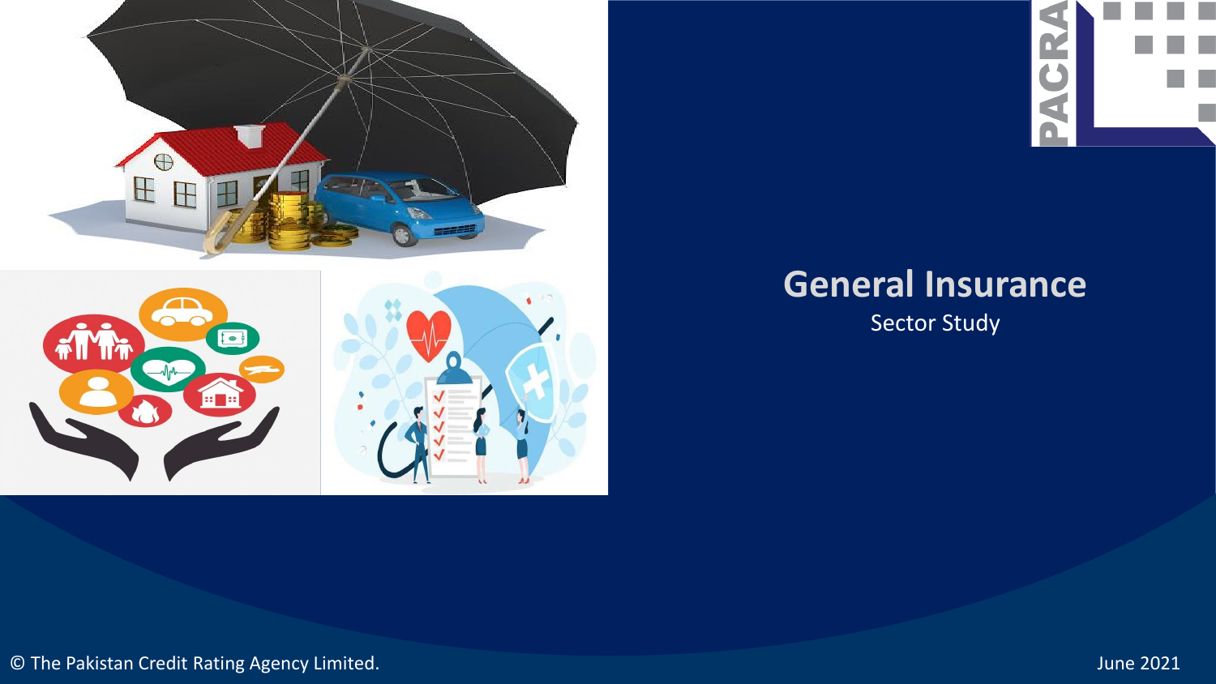# General Insurance

Sector Study

© The Pakistan Credit Rating Agency Limited.

June 2021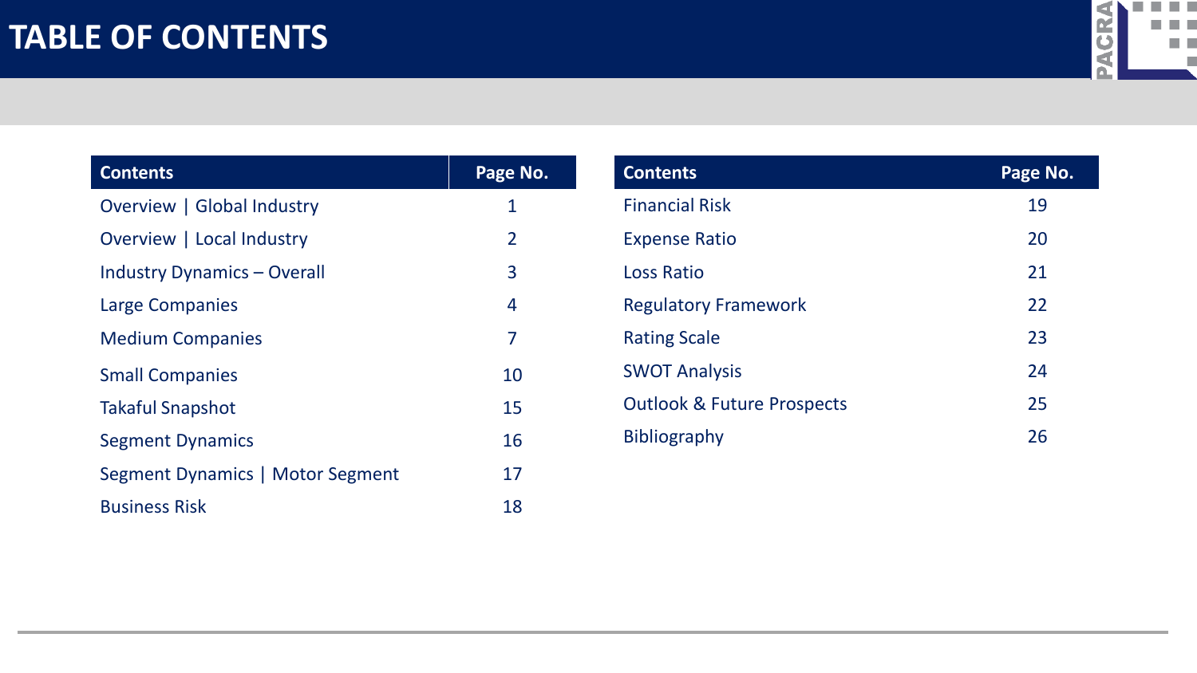# TABLE OF CONTENTS

| Contents | Page No. |
|---|---|
| Overview \| Global Industry | 1 |
| Overview \| Local Industry | 2 |
| Industry Dynamics – Overall | 3 |
| Large Companies | 4 |
| Medium Companies | 7 |
| Small Companies | 10 |
| Takaful Snapshot | 15 |
| Segment Dynamics | 16 |
| Segment Dynamics \| Motor Segment | 17 |
| Business Risk | 18 |

| Contents | Page No. |
|---|---|
| Financial Risk | 19 |
| Expense Ratio | 20 |
| Loss Ratio | 21 |
| Regulatory Framework | 22 |
| Rating Scale | 23 |
| SWOT Analysis | 24 |
| Outlook & Future Prospects | 25 |
| Bibliography | 26 |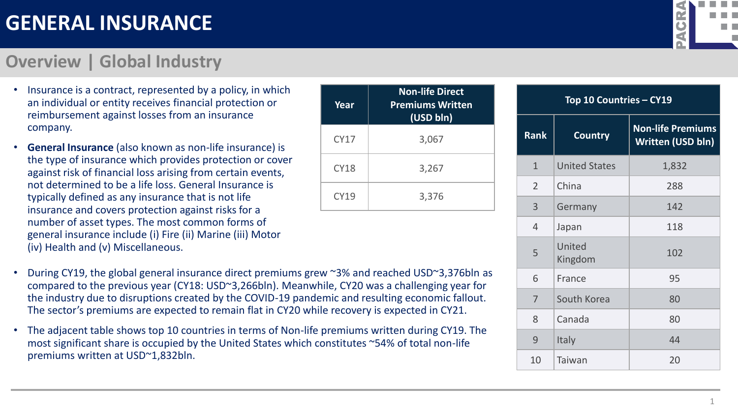# GENERAL INSURANCE

## Overview | Global Industry

- Insurance is a contract, represented by a policy, in which an individual or entity receives financial protection or reimbursement against losses from an insurance company.
- **General Insurance** (also known as non-life insurance) is the type of insurance which provides protection or cover against risk of financial loss arising from certain events, not determined to be a life loss. General Insurance is typically defined as any insurance that is not life insurance and covers protection against risks for a number of asset types. The most common forms of general insurance include (i) Fire (ii) Marine (iii) Motor (iv) Health and (v) Miscellaneous.

| Year | Non-life Direct Premiums Written (USD bln) |
|---|---|
| CY17 | 3,067 |
| CY18 | 3,267 |
| CY19 | 3,376 |

- During CY19, the global general insurance direct premiums grew ~3% and reached USD~3,376bln as compared to the previous year (CY18: USD~3,266bln). Meanwhile, CY20 was a challenging year for the industry due to disruptions created by the COVID-19 pandemic and resulting economic fallout. The sector's premiums are expected to remain flat in CY20 while recovery is expected in CY21.
- The adjacent table shows top 10 countries in terms of Non-life premiums written during CY19. The most significant share is occupied by the United States which constitutes ~54% of total non-life premiums written at USD~1,832bln.

| Top 10 Countries – CY19 | | |
|---|---|---|
| Rank | Country | Non-life Premiums Written (USD bln) |
| 1 | United States | 1,832 |
| 2 | China | 288 |
| 3 | Germany | 142 |
| 4 | Japan | 118 |
| 5 | United Kingdom | 102 |
| 6 | France | 95 |
| 7 | South Korea | 80 |
| 8 | Canada | 80 |
| 9 | Italy | 44 |
| 10 | Taiwan | 20 |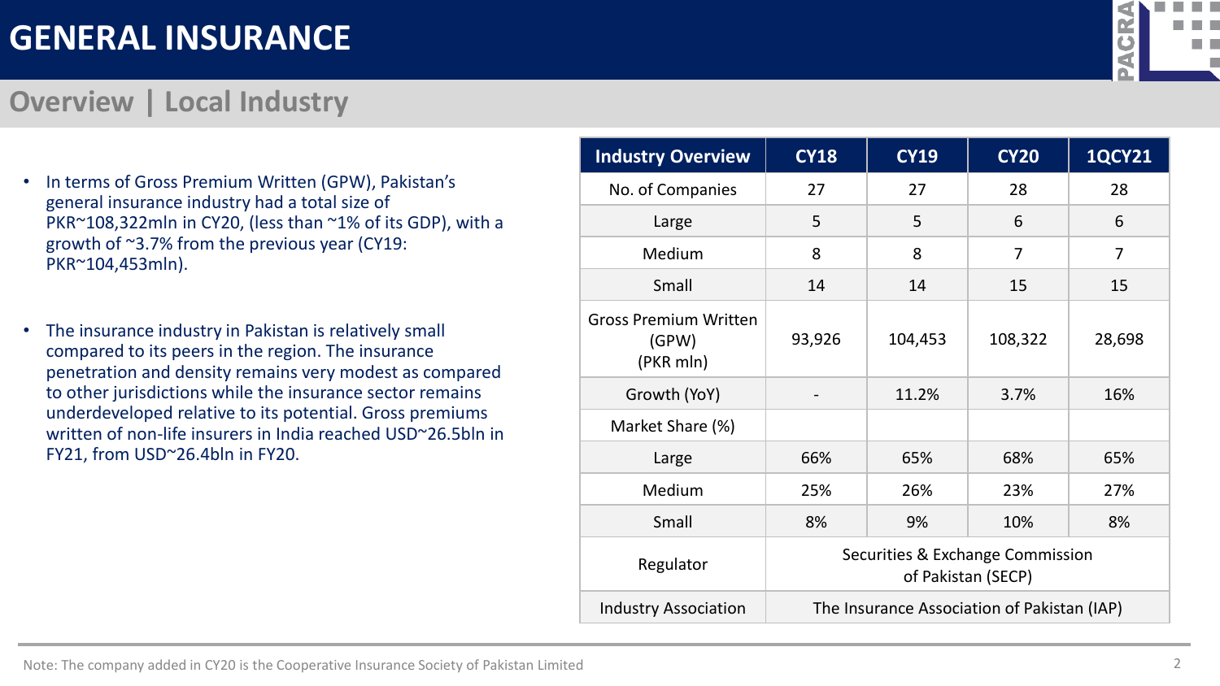# GENERAL INSURANCE

## Overview | Local Industry

- In terms of Gross Premium Written (GPW), Pakistan's general insurance industry had a total size of PKR~108,322mln in CY20, (less than ~1% of its GDP), with a growth of ~3.7% from the previous year (CY19: PKR~104,453mln).

- The insurance industry in Pakistan is relatively small compared to its peers in the region. The insurance penetration and density remains very modest as compared to other jurisdictions while the insurance sector remains underdeveloped relative to its potential. Gross premiums written of non-life insurers in India reached USD~26.5bln in FY21, from USD~26.4bln in FY20.

| Industry Overview | CY18 | CY19 | CY20 | 1QCY21 |
|---|---|---|---|---|
| No. of Companies | 27 | 27 | 28 | 28 |
| Large | 5 | 5 | 6 | 6 |
| Medium | 8 | 8 | 7 | 7 |
| Small | 14 | 14 | 15 | 15 |
| Gross Premium Written (GPW) (PKR mln) | 93,926 | 104,453 | 108,322 | 28,698 |
| Growth (YoY) | - | 11.2% | 3.7% | 16% |
| Market Share (%) | | | | |
| Large | 66% | 65% | 68% | 65% |
| Medium | 25% | 26% | 23% | 27% |
| Small | 8% | 9% | 10% | 8% |
| Regulator | Securities & Exchange Commission of Pakistan (SECP) | | | |
| Industry Association | The Insurance Association of Pakistan (IAP) | | | |

Note: The company added in CY20 is the Cooperative Insurance Society of Pakistan Limited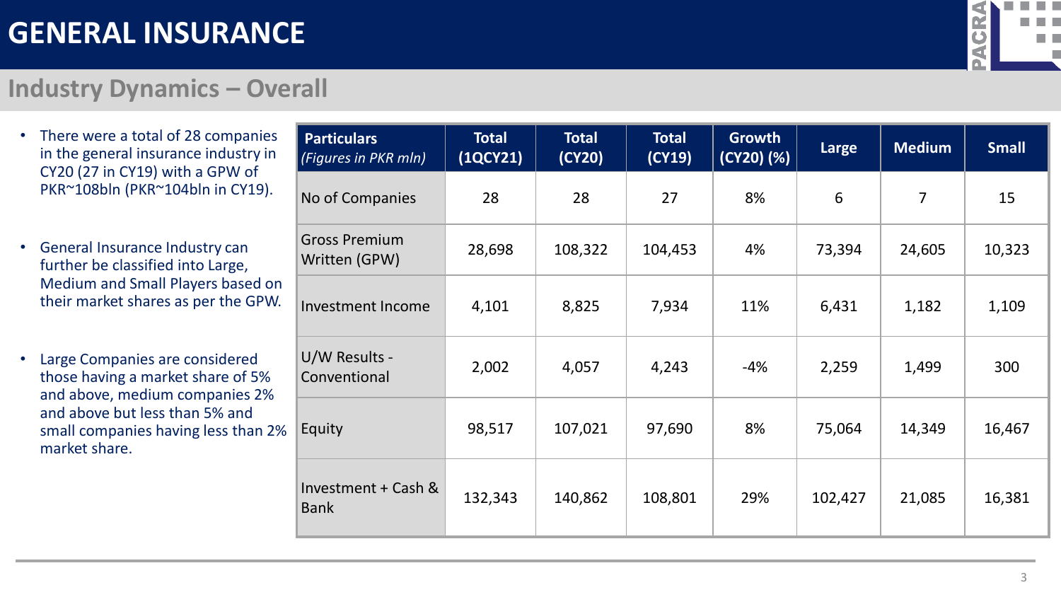# GENERAL INSURANCE

## Industry Dynamics – Overall

- There were a total of 28 companies in the general insurance industry in CY20 (27 in CY19) with a GPW of PKR~108bln (PKR~104bln in CY19).
- General Insurance Industry can further be classified into Large, Medium and Small Players based on their market shares as per the GPW.
- Large Companies are considered those having a market share of 5% and above, medium companies 2% and above but less than 5% and small companies having less than 2% market share.

| Particulars *(Figures in PKR mln)* | Total (1QCY21) | Total (CY20) | Total (CY19) | Growth (CY20) (%) | Large | Medium | Small |
|---|---|---|---|---|---|---|---|
| No of Companies | 28 | 28 | 27 | 8% | 6 | 7 | 15 |
| Gross Premium Written (GPW) | 28,698 | 108,322 | 104,453 | 4% | 73,394 | 24,605 | 10,323 |
| Investment Income | 4,101 | 8,825 | 7,934 | 11% | 6,431 | 1,182 | 1,109 |
| U/W Results - Conventional | 2,002 | 4,057 | 4,243 | -4% | 2,259 | 1,499 | 300 |
| Equity | 98,517 | 107,021 | 97,690 | 8% | 75,064 | 14,349 | 16,467 |
| Investment + Cash & Bank | 132,343 | 140,862 | 108,801 | 29% | 102,427 | 21,085 | 16,381 |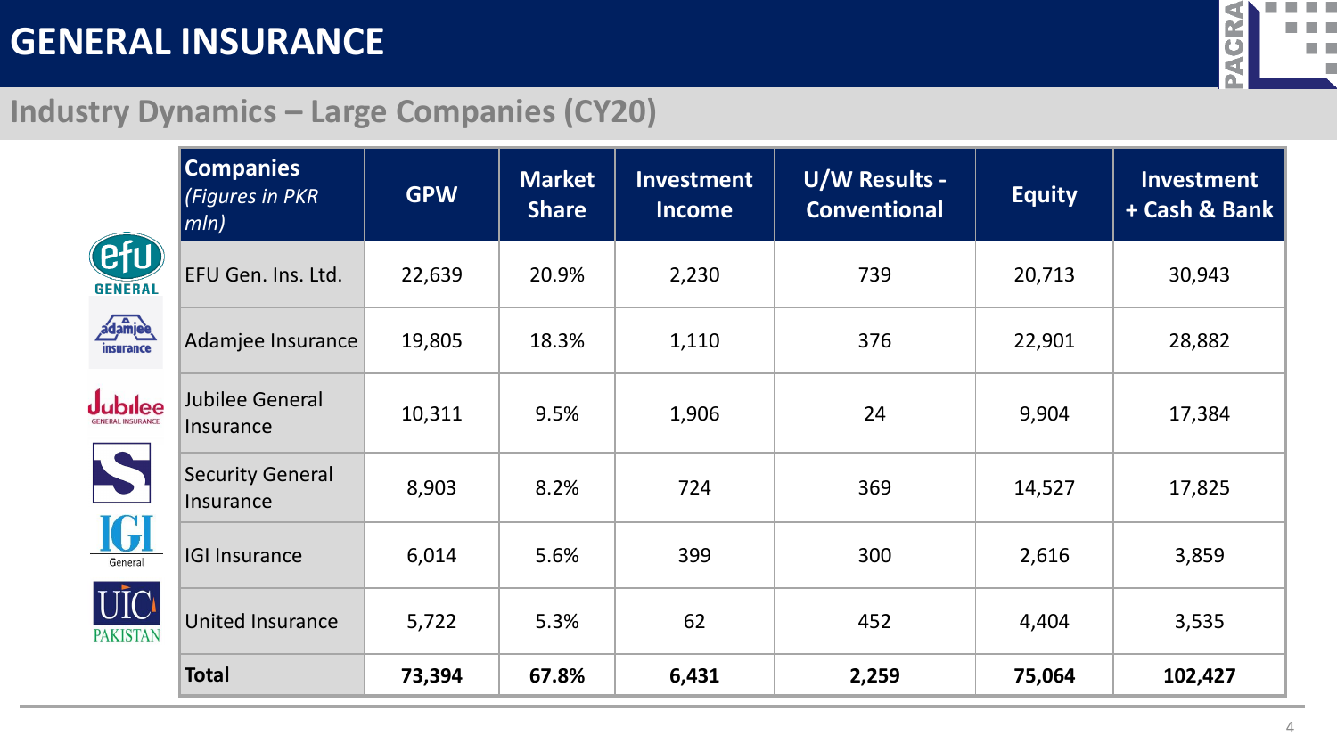# GENERAL INSURANCE

## Industry Dynamics – Large Companies (CY20)

| Companies *(Figures in PKR mln)* | GPW | Market Share | Investment Income | U/W Results - Conventional | Equity | Investment + Cash & Bank |
|---|---|---|---|---|---|---|
| EFU Gen. Ins. Ltd. | 22,639 | 20.9% | 2,230 | 739 | 20,713 | 30,943 |
| Adamjee Insurance | 19,805 | 18.3% | 1,110 | 376 | 22,901 | 28,882 |
| Jubilee General Insurance | 10,311 | 9.5% | 1,906 | 24 | 9,904 | 17,384 |
| Security General Insurance | 8,903 | 8.2% | 724 | 369 | 14,527 | 17,825 |
| IGI Insurance | 6,014 | 5.6% | 399 | 300 | 2,616 | 3,859 |
| United Insurance | 5,722 | 5.3% | 62 | 452 | 4,404 | 3,535 |
| **Total** | **73,394** | **67.8%** | **6,431** | **2,259** | **75,064** | **102,427** |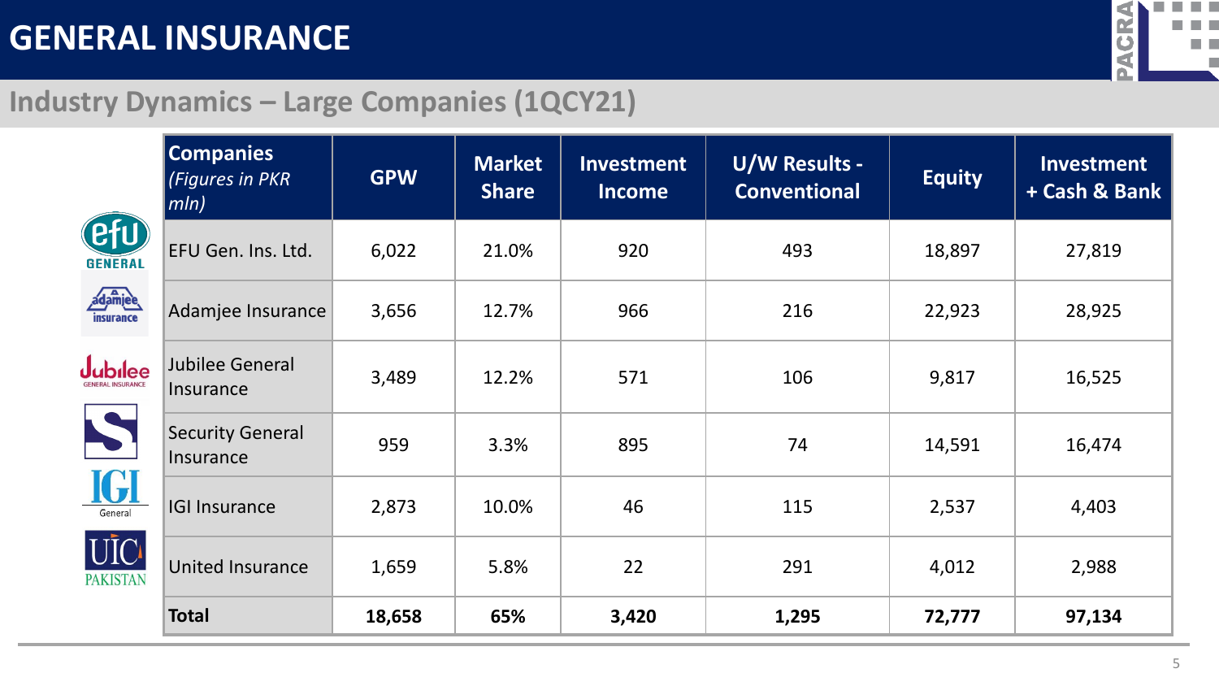# GENERAL INSURANCE

## Industry Dynamics – Large Companies (1QCY21)

| Companies *(Figures in PKR mln)* | GPW | Market Share | Investment Income | U/W Results - Conventional | Equity | Investment + Cash & Bank |
|---|---|---|---|---|---|---|
| EFU Gen. Ins. Ltd. | 6,022 | 21.0% | 920 | 493 | 18,897 | 27,819 |
| Adamjee Insurance | 3,656 | 12.7% | 966 | 216 | 22,923 | 28,925 |
| Jubilee General Insurance | 3,489 | 12.2% | 571 | 106 | 9,817 | 16,525 |
| Security General Insurance | 959 | 3.3% | 895 | 74 | 14,591 | 16,474 |
| IGI Insurance | 2,873 | 10.0% | 46 | 115 | 2,537 | 4,403 |
| United Insurance | 1,659 | 5.8% | 22 | 291 | 4,012 | 2,988 |
| **Total** | **18,658** | **65%** | **3,420** | **1,295** | **72,777** | **97,134** |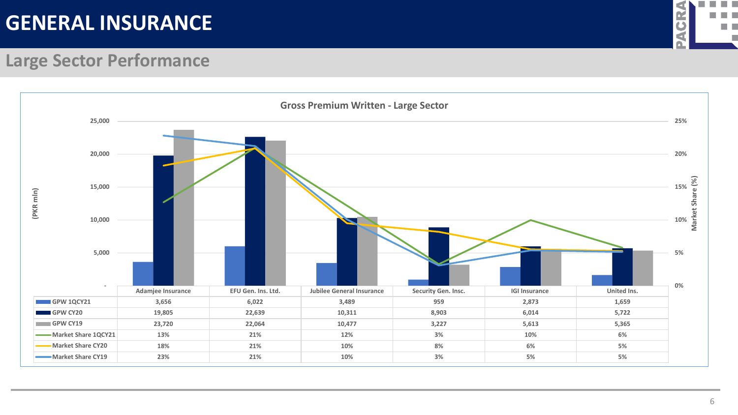# GENERAL INSURANCE

## Large Sector Performance

### Gross Premium Written - Large Sector

(PKR mln) / Market Share (%)

| | Adamjee Insurance | EFU Gen. Ins. Ltd. | Jubilee General Insurance | Security Gen. Insc. | IGI Insurance | United Ins. |
|---|---|---|---|---|---|---|
| GPW 1QCY21 | 3,656 | 6,022 | 3,489 | 959 | 2,873 | 1,659 |
| GPW CY20 | 19,805 | 22,639 | 10,311 | 8,903 | 6,014 | 5,722 |
| GPW CY19 | 23,720 | 22,064 | 10,477 | 3,227 | 5,613 | 5,365 |
| Market Share 1QCY21 | 13% | 21% | 12% | 3% | 10% | 6% |
| Market Share CY20 | 18% | 21% | 10% | 8% | 6% | 5% |
| Market Share CY19 | 23% | 21% | 10% | 3% | 5% | 5% |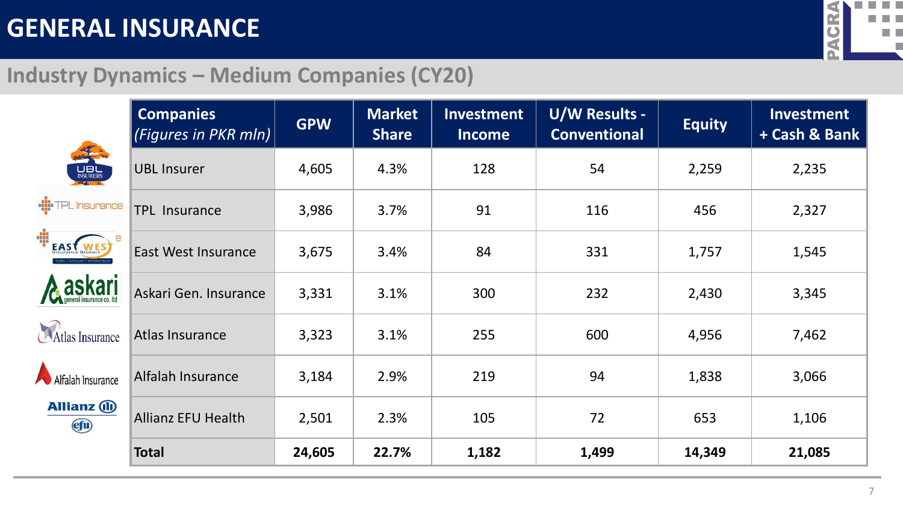# GENERAL INSURANCE

## Industry Dynamics – Medium Companies (CY20)

| Companies *(Figures in PKR mln)* | GPW | Market Share | Investment Income | U/W Results - Conventional | Equity | Investment + Cash & Bank |
|---|---|---|---|---|---|---|
| UBL Insurer | 4,605 | 4.3% | 128 | 54 | 2,259 | 2,235 |
| TPL Insurance | 3,986 | 3.7% | 91 | 116 | 456 | 2,327 |
| East West Insurance | 3,675 | 3.4% | 84 | 331 | 1,757 | 1,545 |
| Askari Gen. Insurance | 3,331 | 3.1% | 300 | 232 | 2,430 | 3,345 |
| Atlas Insurance | 3,323 | 3.1% | 255 | 600 | 4,956 | 7,462 |
| Alfalah Insurance | 3,184 | 2.9% | 219 | 94 | 1,838 | 3,066 |
| Allianz EFU Health | 2,501 | 2.3% | 105 | 72 | 653 | 1,106 |
| **Total** | **24,605** | **22.7%** | **1,182** | **1,499** | **14,349** | **21,085** |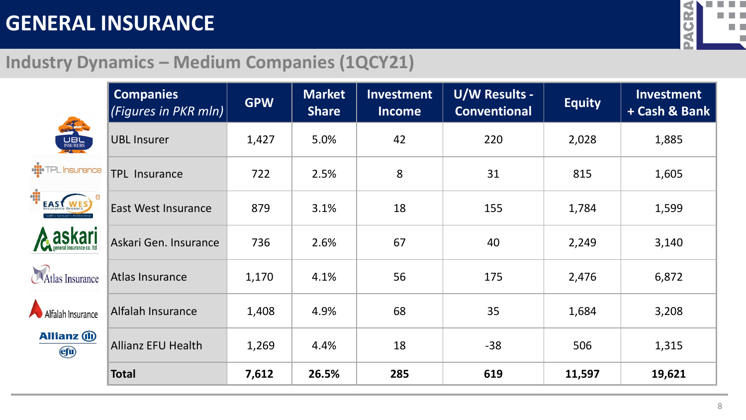# GENERAL INSURANCE

## Industry Dynamics – Medium Companies (1QCY21)

| Companies *(Figures in PKR mln)* | GPW | Market Share | Investment Income | U/W Results - Conventional | Equity | Investment + Cash & Bank |
|---|---|---|---|---|---|---|
| UBL Insurer | 1,427 | 5.0% | 42 | 220 | 2,028 | 1,885 |
| TPL Insurance | 722 | 2.5% | 8 | 31 | 815 | 1,605 |
| East West Insurance | 879 | 3.1% | 18 | 155 | 1,784 | 1,599 |
| Askari Gen. Insurance | 736 | 2.6% | 67 | 40 | 2,249 | 3,140 |
| Atlas Insurance | 1,170 | 4.1% | 56 | 175 | 2,476 | 6,872 |
| Alfalah Insurance | 1,408 | 4.9% | 68 | 35 | 1,684 | 3,208 |
| Allianz EFU Health | 1,269 | 4.4% | 18 | -38 | 506 | 1,315 |
| **Total** | **7,612** | **26.5%** | **285** | **619** | **11,597** | **19,621** |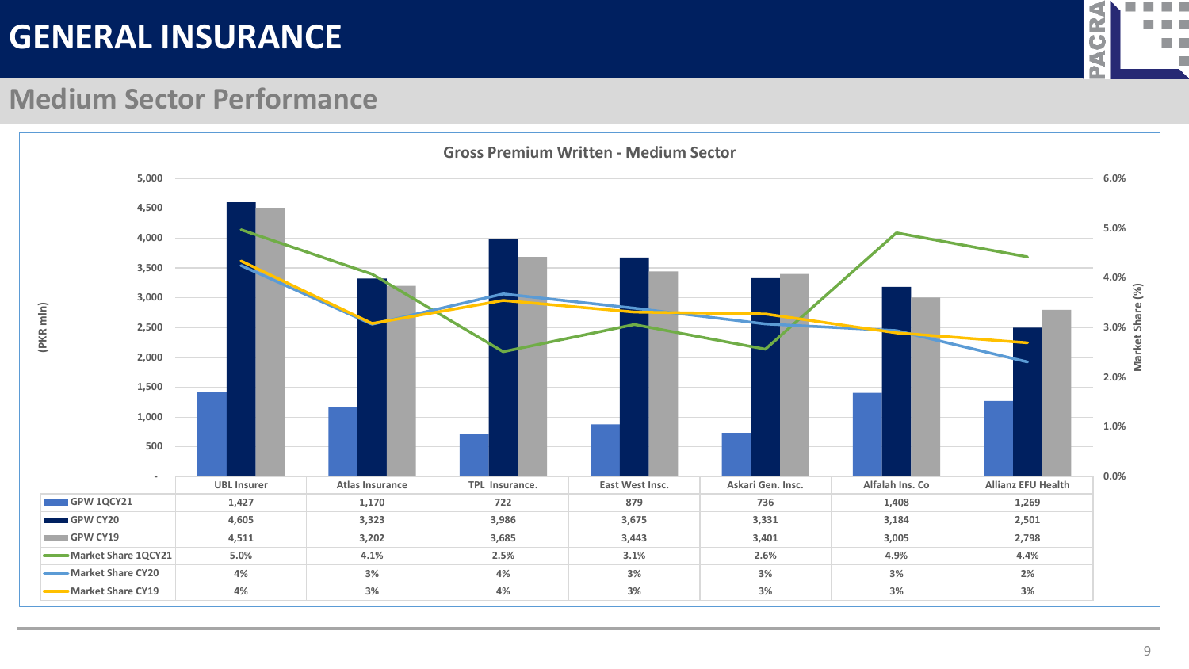# GENERAL INSURANCE

## Medium Sector Performance

**Gross Premium Written - Medium Sector**

| | UBL Insurer | Atlas Insurance | TPL Insurance. | East West Insc. | Askari Gen. Insc. | Alfalah Ins. Co | Allianz EFU Health |
|---|---|---|---|---|---|---|---|
| GPW 1QCY21 | 1,427 | 1,170 | 722 | 879 | 736 | 1,408 | 1,269 |
| GPW CY20 | 4,605 | 3,323 | 3,986 | 3,675 | 3,331 | 3,184 | 2,501 |
| GPW CY19 | 4,511 | 3,202 | 3,685 | 3,443 | 3,401 | 3,005 | 2,798 |
| Market Share 1QCY21 | 5.0% | 4.1% | 2.5% | 3.1% | 2.6% | 4.9% | 4.4% |
| Market Share CY20 | 4% | 3% | 4% | 3% | 3% | 3% | 2% |
| Market Share CY19 | 4% | 3% | 4% | 3% | 3% | 3% | 3% |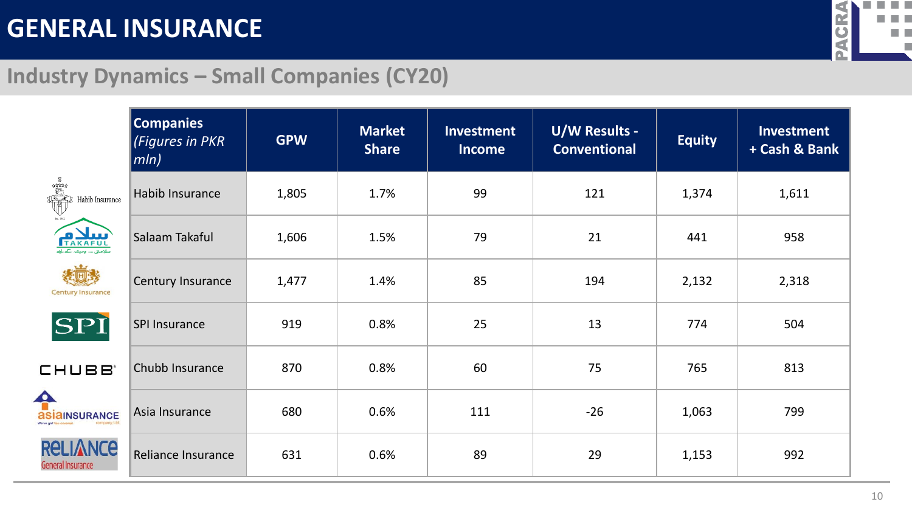# GENERAL INSURANCE

## Industry Dynamics – Small Companies (CY20)

| **Companies** *(Figures in PKR mln)* | GPW | Market Share | Investment Income | U/W Results - Conventional | Equity | Investment + Cash & Bank |
|---|---|---|---|---|---|---|
| Habib Insurance | 1,805 | 1.7% | 99 | 121 | 1,374 | 1,611 |
| Salaam Takaful | 1,606 | 1.5% | 79 | 21 | 441 | 958 |
| Century Insurance | 1,477 | 1.4% | 85 | 194 | 2,132 | 2,318 |
| SPI Insurance | 919 | 0.8% | 25 | 13 | 774 | 504 |
| Chubb Insurance | 870 | 0.8% | 60 | 75 | 765 | 813 |
| Asia Insurance | 680 | 0.6% | 111 | -26 | 1,063 | 799 |
| Reliance Insurance | 631 | 0.6% | 89 | 29 | 1,153 | 992 |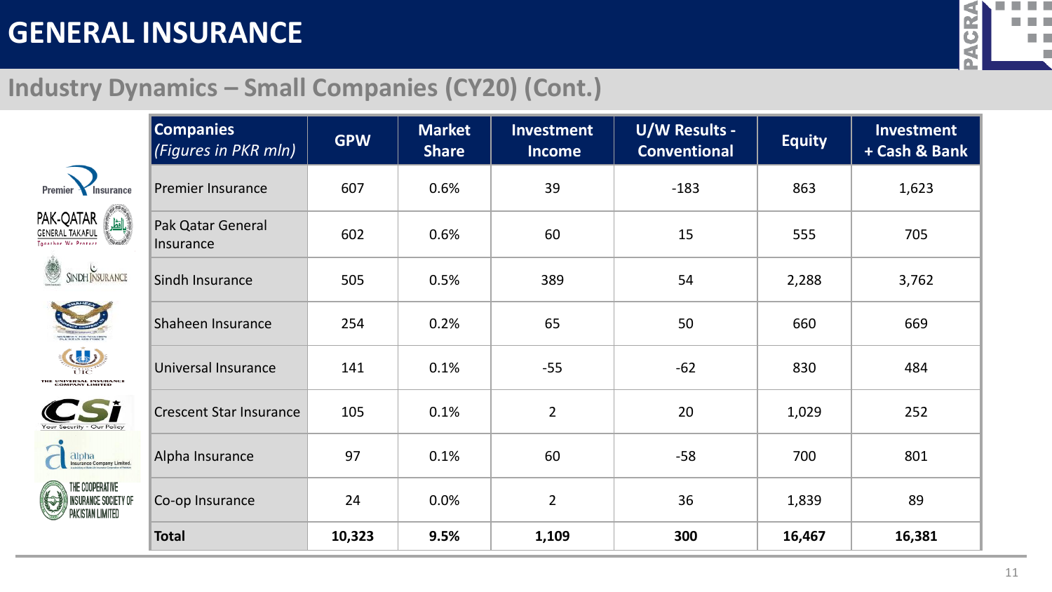# GENERAL INSURANCE

## Industry Dynamics – Small Companies (CY20) (Cont.)

| Companies *(Figures in PKR mln)* | GPW | Market Share | Investment Income | U/W Results - Conventional | Equity | Investment + Cash & Bank |
|---|---|---|---|---|---|---|
| Premier Insurance | 607 | 0.6% | 39 | -183 | 863 | 1,623 |
| Pak Qatar General Insurance | 602 | 0.6% | 60 | 15 | 555 | 705 |
| Sindh Insurance | 505 | 0.5% | 389 | 54 | 2,288 | 3,762 |
| Shaheen Insurance | 254 | 0.2% | 65 | 50 | 660 | 669 |
| Universal Insurance | 141 | 0.1% | -55 | -62 | 830 | 484 |
| Crescent Star Insurance | 105 | 0.1% | 2 | 20 | 1,029 | 252 |
| Alpha Insurance | 97 | 0.1% | 60 | -58 | 700 | 801 |
| Co-op Insurance | 24 | 0.0% | 2 | 36 | 1,839 | 89 |
| **Total** | **10,323** | **9.5%** | **1,109** | **300** | **16,467** | **16,381** |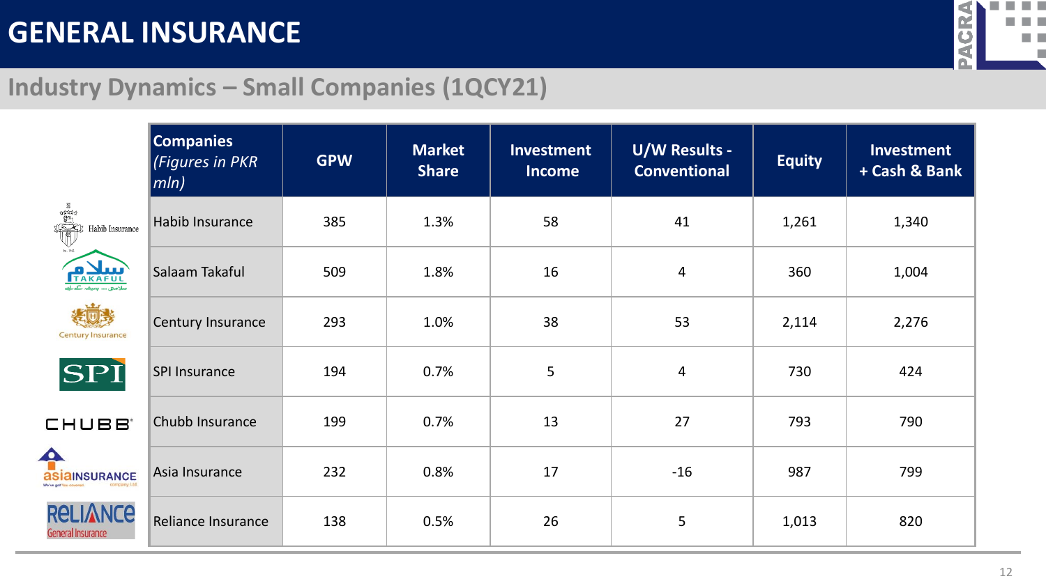# GENERAL INSURANCE

## Industry Dynamics – Small Companies (1QCY21)

| Companies *(Figures in PKR mln)* | GPW | Market Share | Investment Income | U/W Results - Conventional | Equity | Investment + Cash & Bank |
|---|---|---|---|---|---|---|
| Habib Insurance | 385 | 1.3% | 58 | 41 | 1,261 | 1,340 |
| Salaam Takaful | 509 | 1.8% | 16 | 4 | 360 | 1,004 |
| Century Insurance | 293 | 1.0% | 38 | 53 | 2,114 | 2,276 |
| SPI Insurance | 194 | 0.7% | 5 | 4 | 730 | 424 |
| Chubb Insurance | 199 | 0.7% | 13 | 27 | 793 | 790 |
| Asia Insurance | 232 | 0.8% | 17 | -16 | 987 | 799 |
| Reliance Insurance | 138 | 0.5% | 26 | 5 | 1,013 | 820 |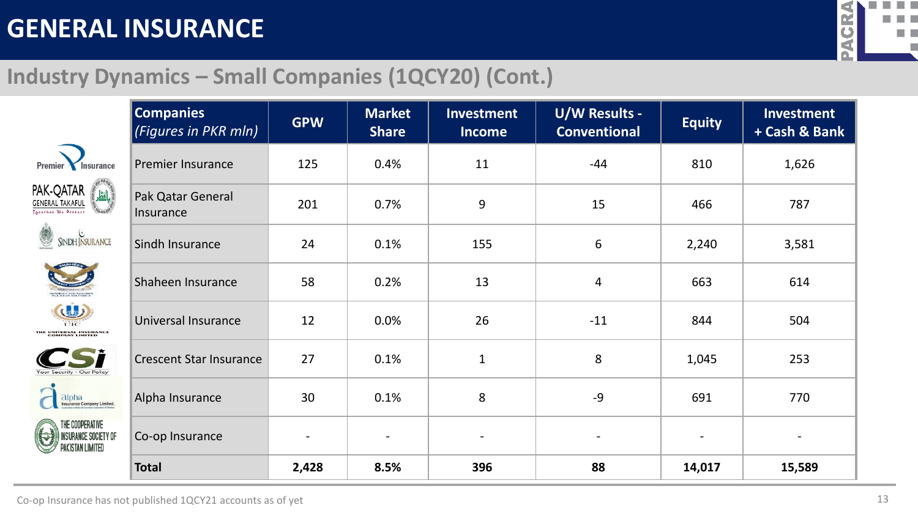# GENERAL INSURANCE

## Industry Dynamics – Small Companies (1QCY20) (Cont.)

| Companies *(Figures in PKR mln)* | GPW | Market Share | Investment Income | U/W Results - Conventional | Equity | Investment + Cash & Bank |
|---|---|---|---|---|---|---|
| Premier Insurance | 125 | 0.4% | 11 | -44 | 810 | 1,626 |
| Pak Qatar General Insurance | 201 | 0.7% | 9 | 15 | 466 | 787 |
| Sindh Insurance | 24 | 0.1% | 155 | 6 | 2,240 | 3,581 |
| Shaheen Insurance | 58 | 0.2% | 13 | 4 | 663 | 614 |
| Universal Insurance | 12 | 0.0% | 26 | -11 | 844 | 504 |
| Crescent Star Insurance | 27 | 0.1% | 1 | 8 | 1,045 | 253 |
| Alpha Insurance | 30 | 0.1% | 8 | -9 | 691 | 770 |
| Co-op Insurance | - | - | - | - | - | - |
| **Total** | **2,428** | **8.5%** | **396** | **88** | **14,017** | **15,589** |

Co-op Insurance has not published 1QCY21 accounts as of yet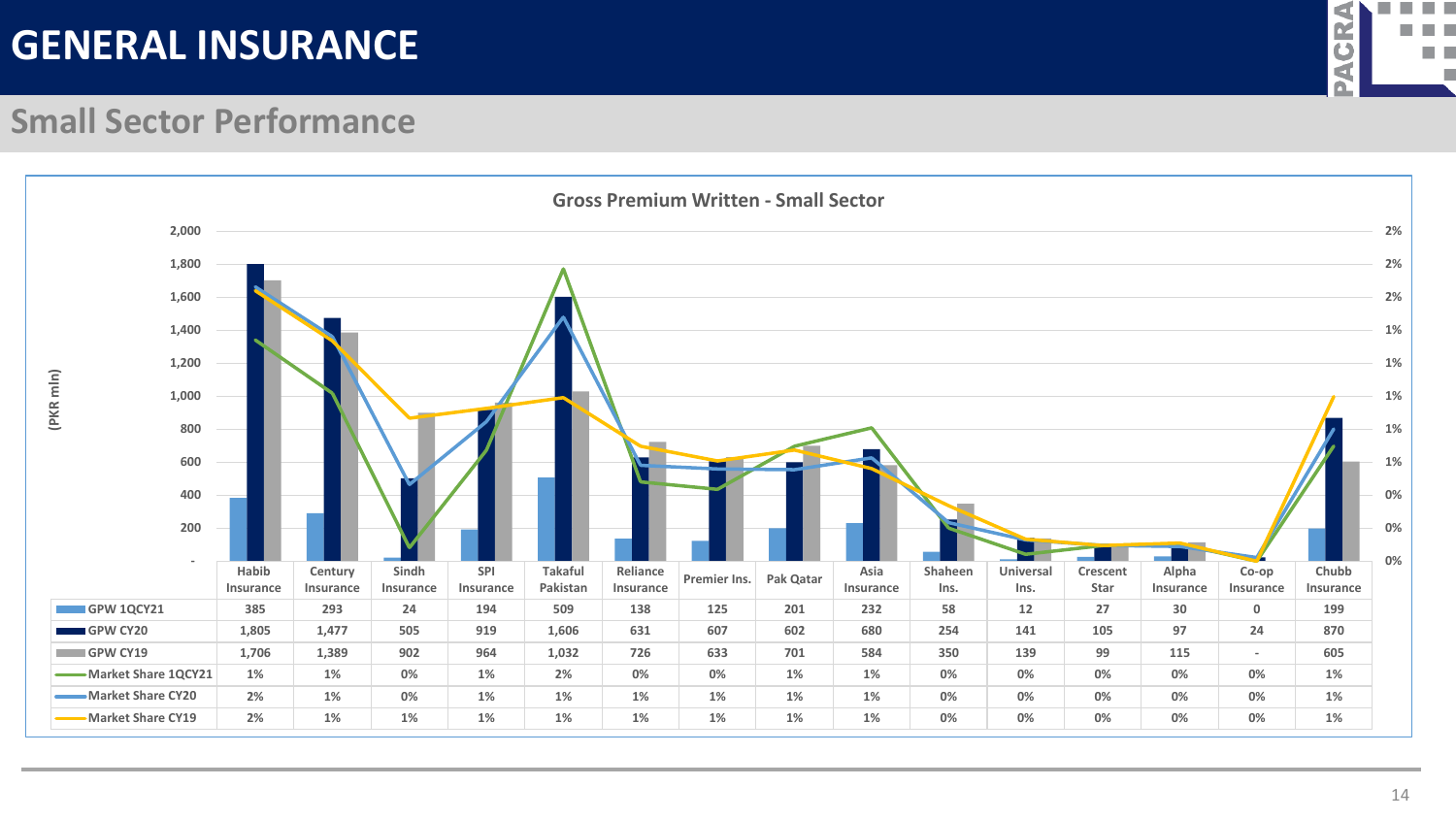# GENERAL INSURANCE

## Small Sector Performance

### Gross Premium Written - Small Sector

(PKR mln)

| | Habib Insurance | Century Insurance | Sindh Insurance | SPI Insurance | Takaful Pakistan | Reliance Insurance | Premier Ins. | Pak Qatar | Asia Insurance | Shaheen Ins. | Universal Ins. | Crescent Star | Alpha Insurance | Co-op Insurance | Chubb Insurance |
|---|---|---|---|---|---|---|---|---|---|---|---|---|---|---|---|
| GPW 1QCY21 | 385 | 293 | 24 | 194 | 509 | 138 | 125 | 201 | 232 | 58 | 12 | 27 | 30 | 0 | 199 |
| GPW CY20 | 1,805 | 1,477 | 505 | 919 | 1,606 | 631 | 607 | 602 | 680 | 254 | 141 | 105 | 97 | 24 | 870 |
| GPW CY19 | 1,706 | 1,389 | 902 | 964 | 1,032 | 726 | 633 | 701 | 584 | 350 | 139 | 99 | 115 | - | 605 |
| Market Share 1QCY21 | 1% | 1% | 0% | 1% | 2% | 0% | 0% | 1% | 1% | 0% | 0% | 0% | 0% | 0% | 1% |
| Market Share CY20 | 2% | 1% | 0% | 1% | 1% | 1% | 1% | 1% | 1% | 0% | 0% | 0% | 0% | 0% | 1% |
| Market Share CY19 | 2% | 1% | 1% | 1% | 1% | 1% | 1% | 1% | 1% | 0% | 0% | 0% | 0% | 0% | 1% |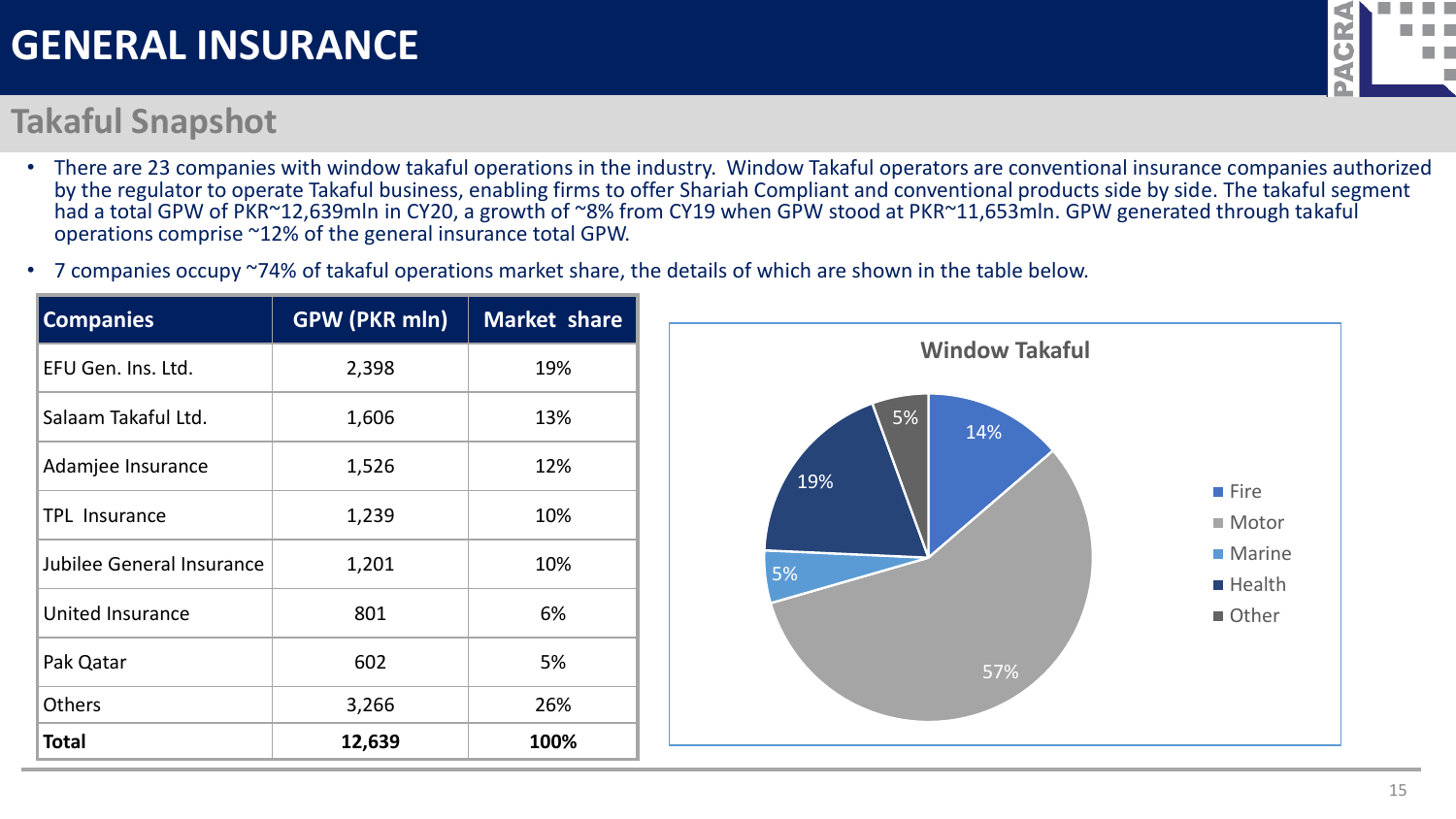# GENERAL INSURANCE

## Takaful Snapshot

- There are 23 companies with window takaful operations in the industry. Window Takaful operators are conventional insurance companies authorized by the regulator to operate Takaful business, enabling firms to offer Shariah Compliant and conventional products side by side. The takaful segment had a total GPW of PKR~12,639mln in CY20, a growth of ~8% from CY19 when GPW stood at PKR~11,653mln. GPW generated through takaful operations comprise ~12% of the general insurance total GPW.
- 7 companies occupy ~74% of takaful operations market share, the details of which are shown in the table below.

| Companies | GPW (PKR mln) | Market share |
|---|---|---|
| EFU Gen. Ins. Ltd. | 2,398 | 19% |
| Salaam Takaful Ltd. | 1,606 | 13% |
| Adamjee Insurance | 1,526 | 12% |
| TPL Insurance | 1,239 | 10% |
| Jubilee General Insurance | 1,201 | 10% |
| United Insurance | 801 | 6% |
| Pak Qatar | 602 | 5% |
| Others | 3,266 | 26% |
| **Total** | **12,639** | **100%** |

**Window Takaful**

| Segment | Share |
|---|---|
| Fire | 14% |
| Motor | 57% |
| Marine | 5% |
| Health | 19% |
| Other | 5% |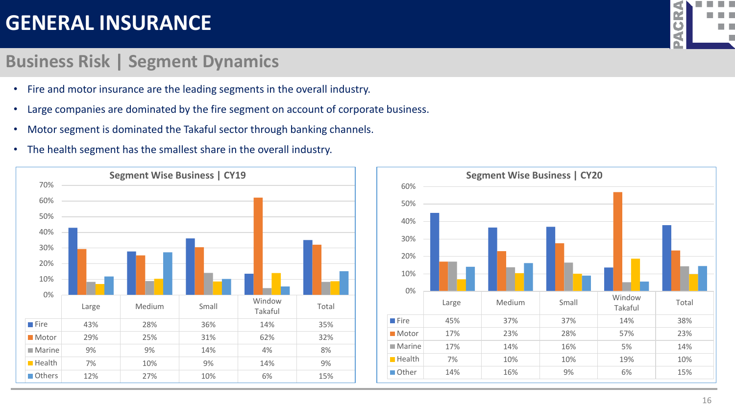# GENERAL INSURANCE

## Business Risk | Segment Dynamics

- Fire and motor insurance are the leading segments in the overall industry.
- Large companies are dominated by the fire segment on account of corporate business.
- Motor segment is dominated the Takaful sector through banking channels.
- The health segment has the smallest share in the overall industry.

**Segment Wise Business | CY19**

| | Large | Medium | Small | Window Takaful | Total |
|---|---|---|---|---|---|
| Fire | 43% | 28% | 36% | 14% | 35% |
| Motor | 29% | 25% | 31% | 62% | 32% |
| Marine | 9% | 9% | 14% | 4% | 8% |
| Health | 7% | 10% | 9% | 14% | 9% |
| Others | 12% | 27% | 10% | 6% | 15% |

**Segment Wise Business | CY20**

| | Large | Medium | Small | Window Takaful | Total |
|---|---|---|---|---|---|
| Fire | 45% | 37% | 37% | 14% | 38% |
| Motor | 17% | 23% | 28% | 57% | 23% |
| Marine | 17% | 14% | 16% | 5% | 14% |
| Health | 7% | 10% | 10% | 19% | 10% |
| Other | 14% | 16% | 9% | 6% | 15% |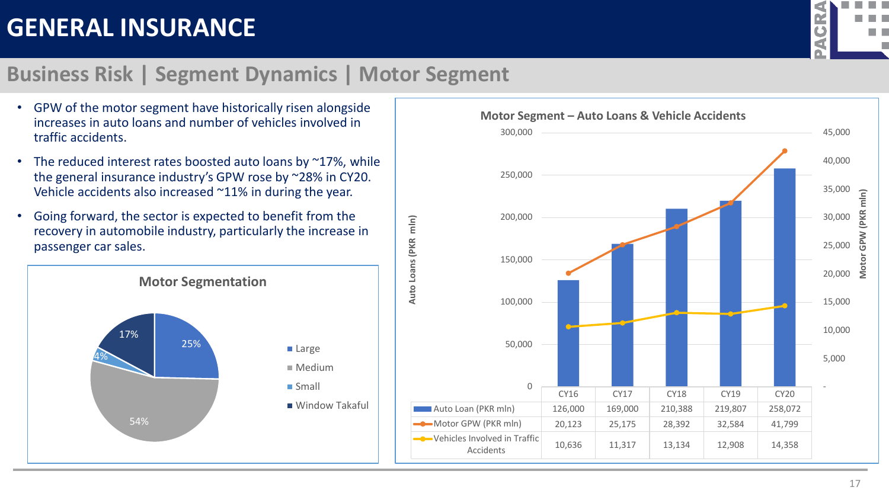# GENERAL INSURANCE

## Business Risk | Segment Dynamics | Motor Segment

- GPW of the motor segment have historically risen alongside increases in auto loans and number of vehicles involved in traffic accidents.
- The reduced interest rates boosted auto loans by ~17%, while the general insurance industry's GPW rose by ~28% in CY20. Vehicle accidents also increased ~11% in during the year.
- Going forward, the sector is expected to benefit from the recovery in automobile industry, particularly the increase in passenger car sales.

### Motor Segmentation

| Segment | Share |
|---|---|
| Large | 25% |
| Medium | 54% |
| Small | 4% |
| Window Takaful | 17% |

### Motor Segment – Auto Loans & Vehicle Accidents

| | CY16 | CY17 | CY18 | CY19 | CY20 |
|---|---|---|---|---|---|
| Auto Loan (PKR mln) | 126,000 | 169,000 | 210,388 | 219,807 | 258,072 |
| Motor GPW (PKR mln) | 20,123 | 25,175 | 28,392 | 32,584 | 41,799 |
| Vehicles Involved in Traffic Accidents | 10,636 | 11,317 | 13,134 | 12,908 | 14,358 |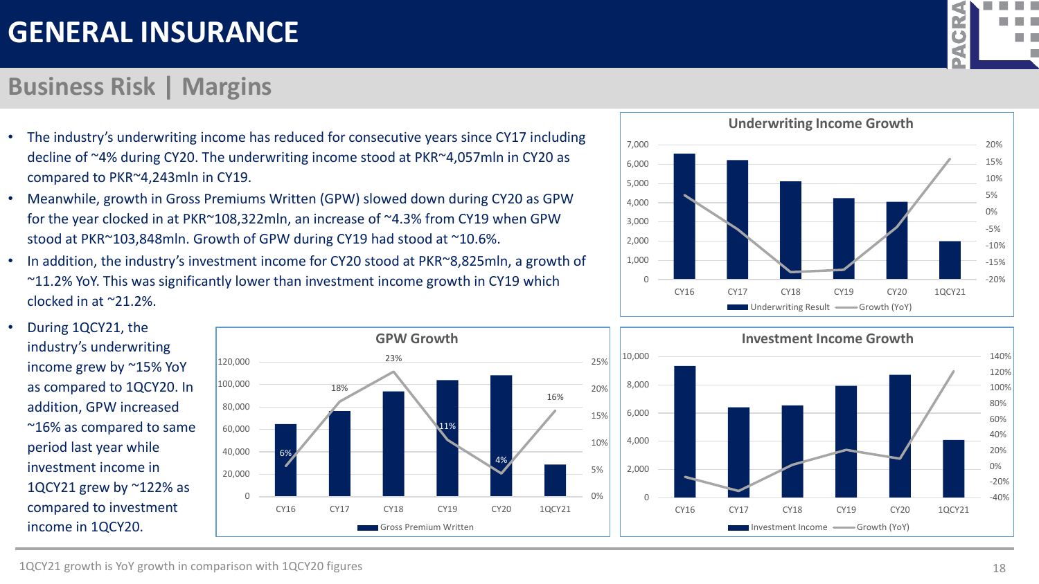# GENERAL INSURANCE

## Business Risk | Margins

- The industry's underwriting income has reduced for consecutive years since CY17 including decline of ~4% during CY20. The underwriting income stood at PKR~4,057mln in CY20 as compared to PKR~4,243mln in CY19.
- Meanwhile, growth in Gross Premiums Written (GPW) slowed down during CY20 as GPW for the year clocked in at PKR~108,322mln, an increase of ~4.3% from CY19 when GPW stood at PKR~103,848mln. Growth of GPW during CY19 had stood at ~10.6%.
- In addition, the industry's investment income for CY20 stood at PKR~8,825mln, a growth of ~11.2% YoY. This was significantly lower than investment income growth in CY19 which clocked in at ~21.2%.
- During 1QCY21, the industry's underwriting income grew by ~15% YoY as compared to 1QCY20. In addition, GPW increased ~16% as compared to same period last year while investment income in 1QCY21 grew by ~122% as compared to investment income in 1QCY20.

**Underwriting Income Growth**

Legend: Underwriting Result; Growth (YoY)

**GPW Growth**

| | CY16 | CY17 | CY18 | CY19 | CY20 | 1QCY21 |
|---|---|---|---|---|---|---|
| Growth | 6% | 18% | 23% | 11% | 4% | 16% |

Legend: Gross Premium Written

**Investment Income Growth**

Legend: Investment Income; Growth (YoY)

1QCY21 growth is YoY growth in comparison with 1QCY20 figures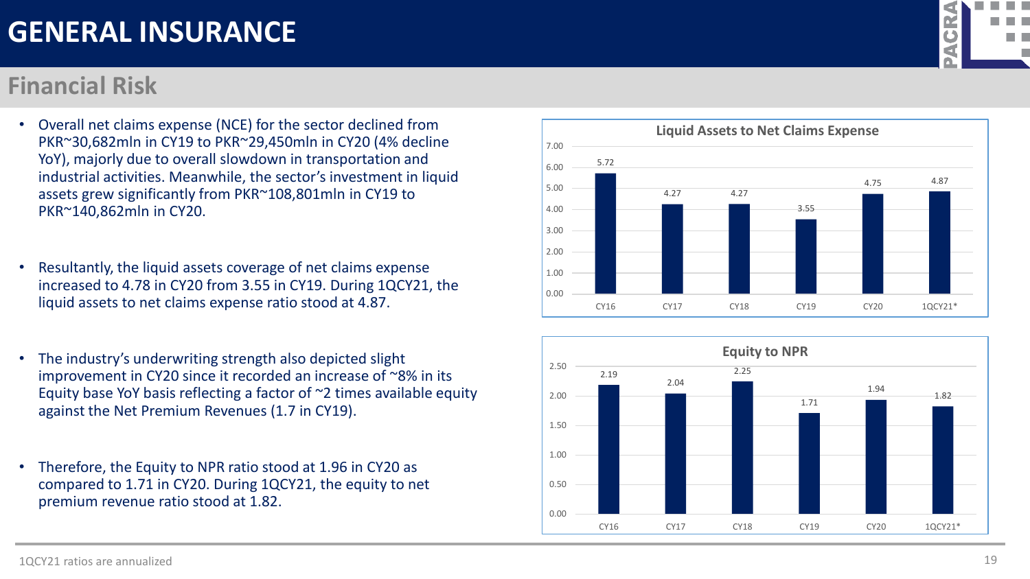# GENERAL INSURANCE

## Financial Risk

- Overall net claims expense (NCE) for the sector declined from PKR~30,682mln in CY19 to PKR~29,450mln in CY20 (4% decline YoY), majorly due to overall slowdown in transportation and industrial activities. Meanwhile, the sector's investment in liquid assets grew significantly from PKR~108,801mln in CY19 to PKR~140,862mln in CY20.
- Resultantly, the liquid assets coverage of net claims expense increased to 4.78 in CY20 from 3.55 in CY19. During 1QCY21, the liquid assets to net claims expense ratio stood at 4.87.
- The industry's underwriting strength also depicted slight improvement in CY20 since it recorded an increase of ~8% in its Equity base YoY basis reflecting a factor of ~2 times available equity against the Net Premium Revenues (1.7 in CY19).
- Therefore, the Equity to NPR ratio stood at 1.96 in CY20 as compared to 1.71 in CY20. During 1QCY21, the equity to net premium revenue ratio stood at 1.82.

**Liquid Assets to Net Claims Expense**

| CY16 | CY17 | CY18 | CY19 | CY20 | 1QCY21* |
|---|---|---|---|---|---|
| 5.72 | 4.27 | 4.27 | 3.55 | 4.75 | 4.87 |

**Equity to NPR**

| CY16 | CY17 | CY18 | CY19 | CY20 | 1QCY21* |
|---|---|---|---|---|---|
| 2.19 | 2.04 | 2.25 | 1.71 | 1.94 | 1.82 |

1QCY21 ratios are annualized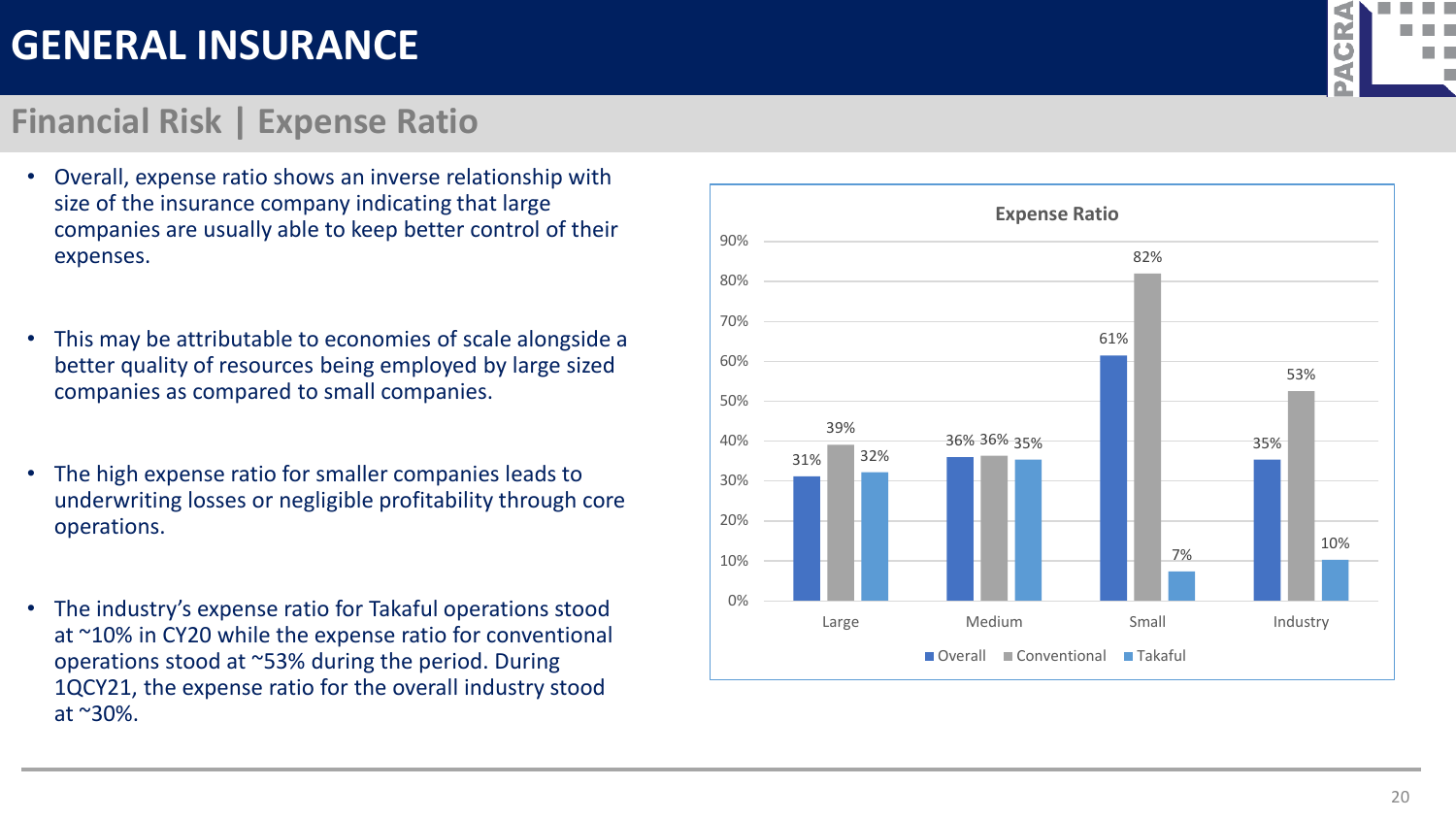# GENERAL INSURANCE

## Financial Risk | Expense Ratio

- Overall, expense ratio shows an inverse relationship with size of the insurance company indicating that large companies are usually able to keep better control of their expenses.
- This may be attributable to economies of scale alongside a better quality of resources being employed by large sized companies as compared to small companies.
- The high expense ratio for smaller companies leads to underwriting losses or negligible profitability through core operations.
- The industry's expense ratio for Takaful operations stood at ~10% in CY20 while the expense ratio for conventional operations stood at ~53% during the period. During 1QCY21, the expense ratio for the overall industry stood at ~30%.

**Expense Ratio**

| | Overall | Conventional | Takaful |
|---|---|---|---|
| Large | 31% | 39% | 32% |
| Medium | 36% | 36% | 35% |
| Small | 61% | 82% | 7% |
| Industry | 35% | 53% | 10% |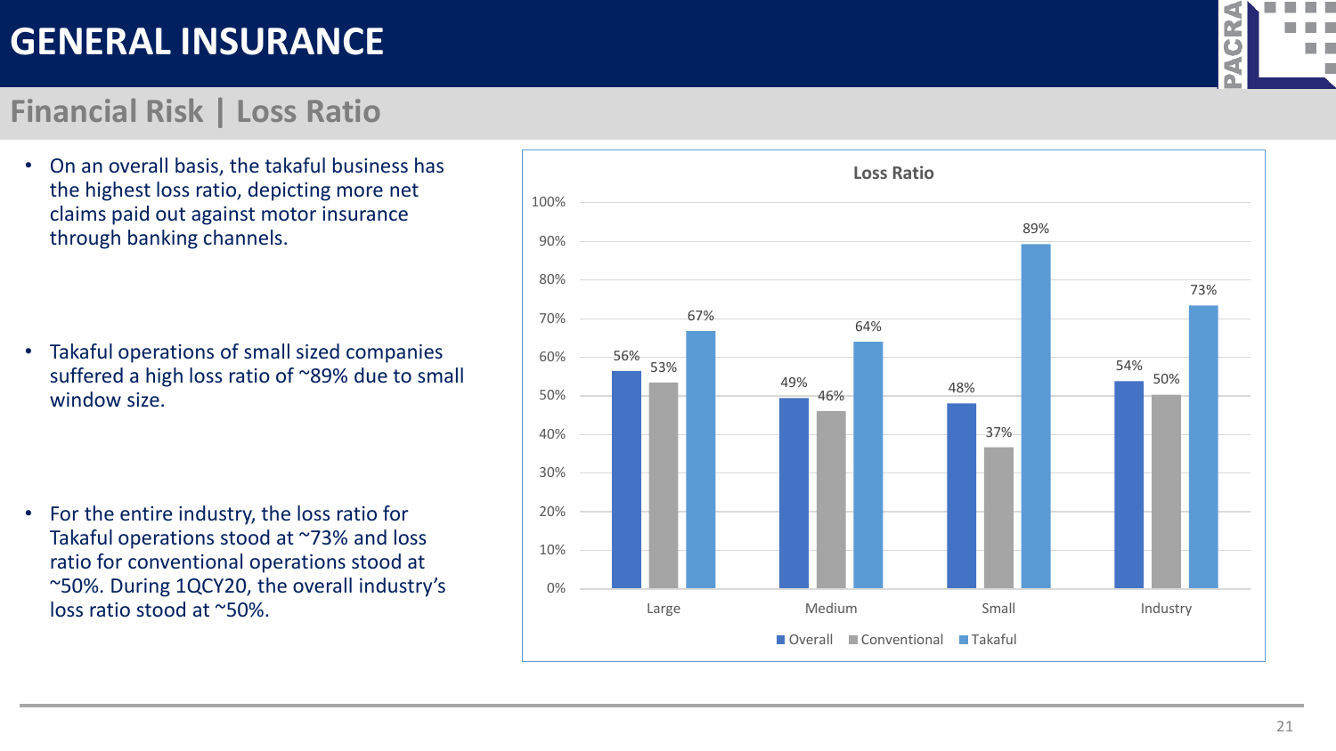# GENERAL INSURANCE

## Financial Risk | Loss Ratio

- On an overall basis, the takaful business has the highest loss ratio, depicting more net claims paid out against motor insurance through banking channels.
- Takaful operations of small sized companies suffered a high loss ratio of ~89% due to small window size.
- For the entire industry, the loss ratio for Takaful operations stood at ~73% and loss ratio for conventional operations stood at ~50%. During 1QCY20, the overall industry's loss ratio stood at ~50%.

**Loss Ratio**

| | Overall | Conventional | Takaful |
|---|---|---|---|
| Large | 56% | 53% | 67% |
| Medium | 49% | 46% | 64% |
| Small | 48% | 37% | 89% |
| Industry | 54% | 50% | 73% |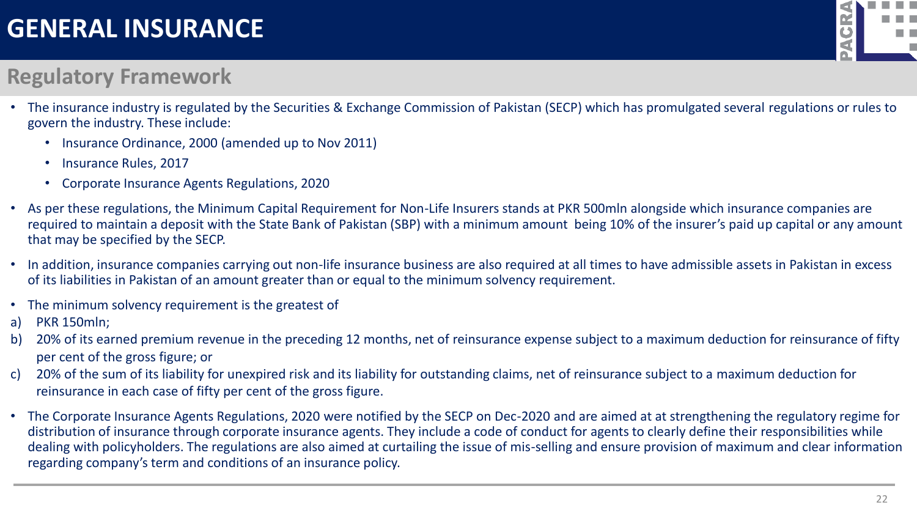# GENERAL INSURANCE

## Regulatory Framework

- The insurance industry is regulated by the Securities & Exchange Commission of Pakistan (SECP) which has promulgated several regulations or rules to govern the industry. These include:
  - Insurance Ordinance, 2000 (amended up to Nov 2011)
  - Insurance Rules, 2017
  - Corporate Insurance Agents Regulations, 2020
- As per these regulations, the Minimum Capital Requirement for Non-Life Insurers stands at PKR 500mln alongside which insurance companies are required to maintain a deposit with the State Bank of Pakistan (SBP) with a minimum amount being 10% of the insurer's paid up capital or any amount that may be specified by the SECP.
- In addition, insurance companies carrying out non-life insurance business are also required at all times to have admissible assets in Pakistan in excess of its liabilities in Pakistan of an amount greater than or equal to the minimum solvency requirement.
- The minimum solvency requirement is the greatest of

a) PKR 150mln;

b) 20% of its earned premium revenue in the preceding 12 months, net of reinsurance expense subject to a maximum deduction for reinsurance of fifty per cent of the gross figure; or

c) 20% of the sum of its liability for unexpired risk and its liability for outstanding claims, net of reinsurance subject to a maximum deduction for reinsurance in each case of fifty per cent of the gross figure.

- The Corporate Insurance Agents Regulations, 2020 were notified by the SECP on Dec-2020 and are aimed at at strengthening the regulatory regime for distribution of insurance through corporate insurance agents. They include a code of conduct for agents to clearly define their responsibilities while dealing with policyholders. The regulations are also aimed at curtailing the issue of mis-selling and ensure provision of maximum and clear information regarding company's term and conditions of an insurance policy.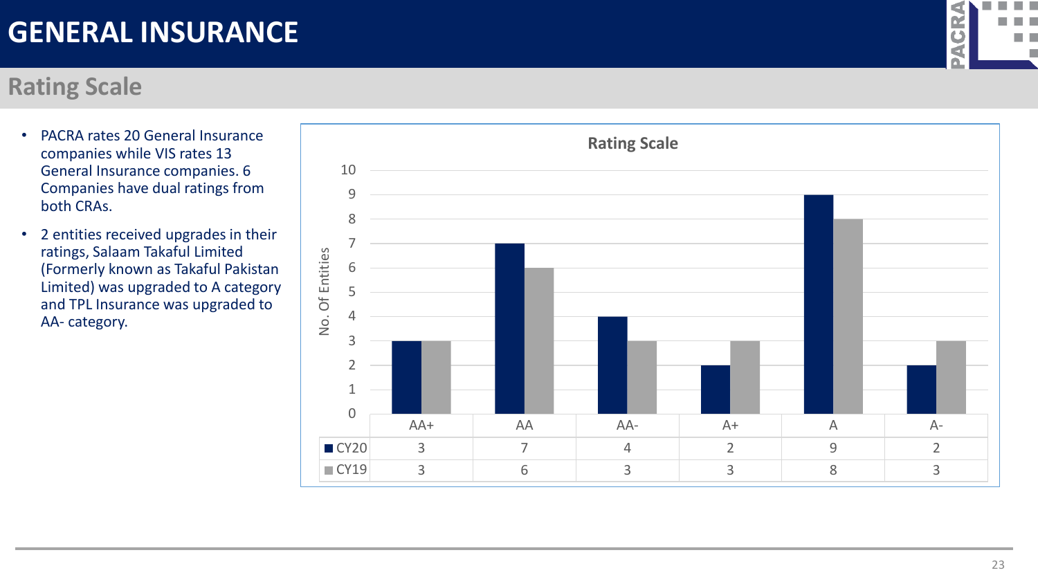# GENERAL INSURANCE

## Rating Scale

- PACRA rates 20 General Insurance companies while VIS rates 13 General Insurance companies. 6 Companies have dual ratings from both CRAs.
- 2 entities received upgrades in their ratings, Salaam Takaful Limited (Formerly known as Takaful Pakistan Limited) was upgraded to A category and TPL Insurance was upgraded to AA- category.

**Rating Scale**

| | AA+ | AA | AA- | A+ | A | A- |
|---|---|---|---|---|---|---|
| CY20 | 3 | 7 | 4 | 2 | 9 | 2 |
| CY19 | 3 | 6 | 3 | 3 | 8 | 3 |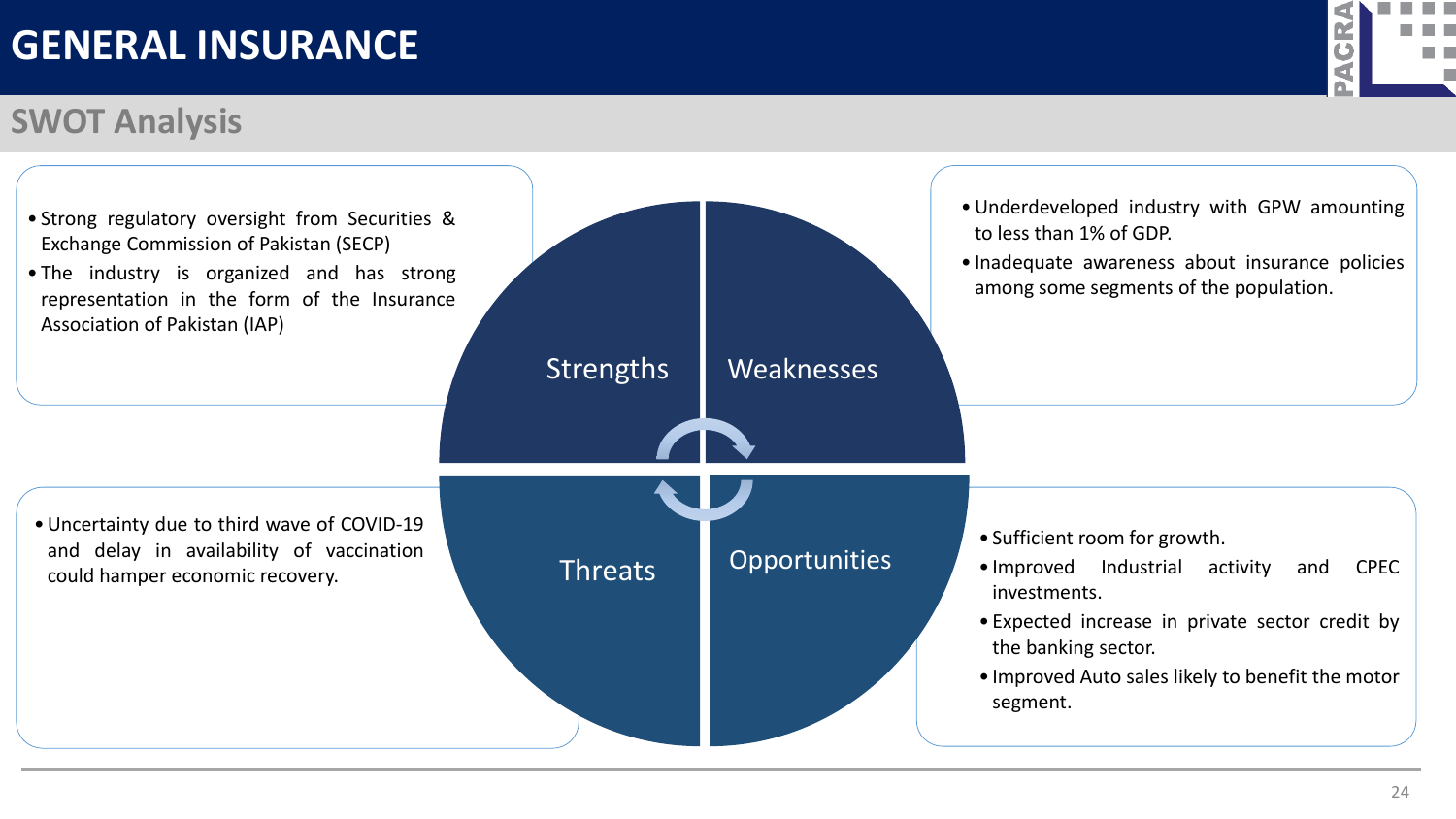# GENERAL INSURANCE

## SWOT Analysis

### Strengths

- Strong regulatory oversight from Securities & Exchange Commission of Pakistan (SECP)
- The industry is organized and has strong representation in the form of the Insurance Association of Pakistan (IAP)

### Weaknesses

- Underdeveloped industry with GPW amounting to less than 1% of GDP.
- Inadequate awareness about insurance policies among some segments of the population.

### Threats

- Uncertainty due to third wave of COVID-19 and delay in availability of vaccination could hamper economic recovery.

### Opportunities

- Sufficient room for growth.
- Improved Industrial activity and CPEC investments.
- Expected increase in private sector credit by the banking sector.
- Improved Auto sales likely to benefit the motor segment.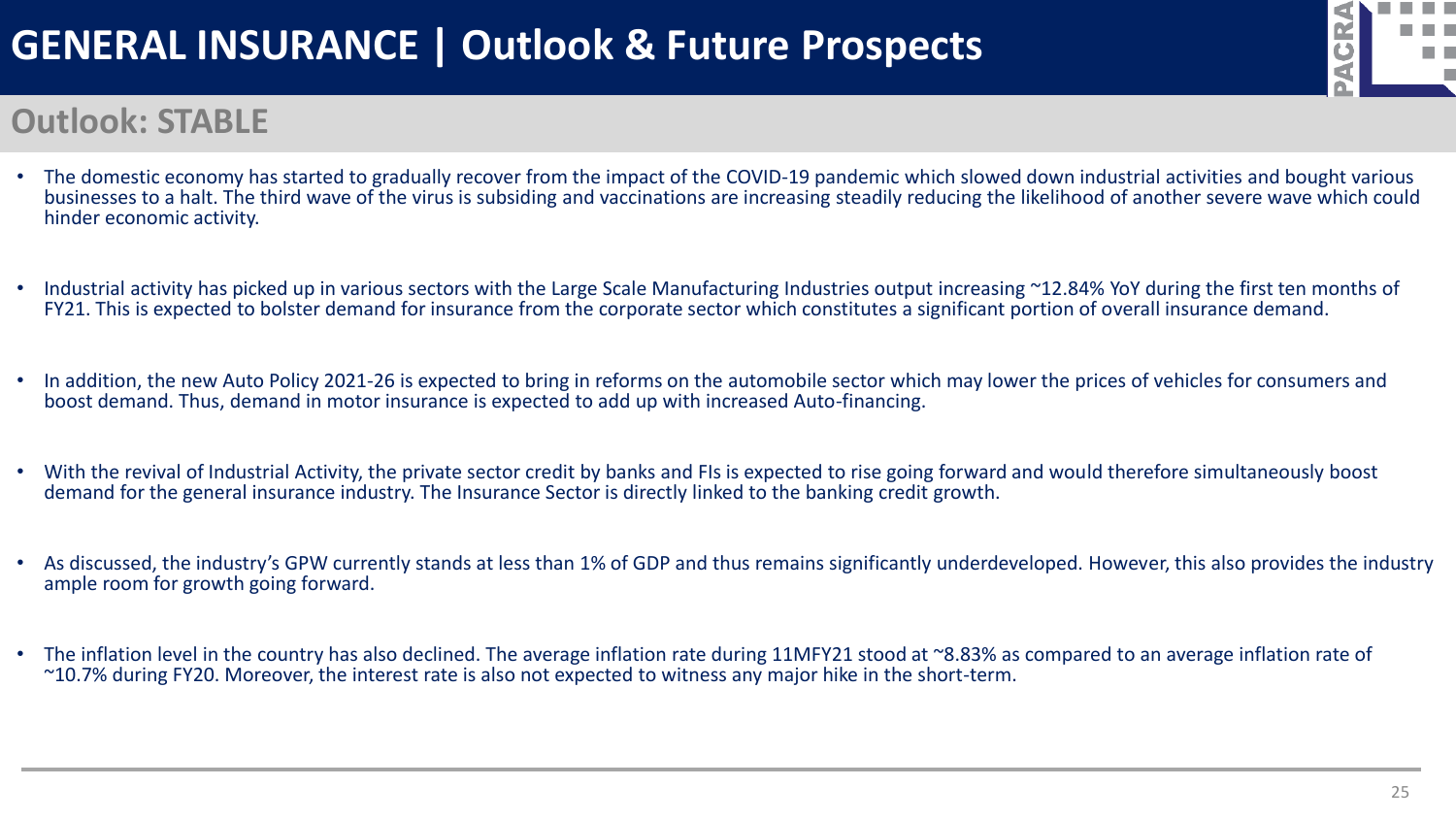# GENERAL INSURANCE | Outlook & Future Prospects

## Outlook: STABLE

- The domestic economy has started to gradually recover from the impact of the COVID-19 pandemic which slowed down industrial activities and bought various businesses to a halt. The third wave of the virus is subsiding and vaccinations are increasing steadily reducing the likelihood of another severe wave which could hinder economic activity.
- Industrial activity has picked up in various sectors with the Large Scale Manufacturing Industries output increasing ~12.84% YoY during the first ten months of FY21. This is expected to bolster demand for insurance from the corporate sector which constitutes a significant portion of overall insurance demand.
- In addition, the new Auto Policy 2021-26 is expected to bring in reforms on the automobile sector which may lower the prices of vehicles for consumers and boost demand. Thus, demand in motor insurance is expected to add up with increased Auto-financing.
- With the revival of Industrial Activity, the private sector credit by banks and FIs is expected to rise going forward and would therefore simultaneously boost demand for the general insurance industry. The Insurance Sector is directly linked to the banking credit growth.
- As discussed, the industry's GPW currently stands at less than 1% of GDP and thus remains significantly underdeveloped. However, this also provides the industry ample room for growth going forward.
- The inflation level in the country has also declined. The average inflation rate during 11MFY21 stood at ~8.83% as compared to an average inflation rate of ~10.7% during FY20. Moreover, the interest rate is also not expected to witness any major hike in the short-term.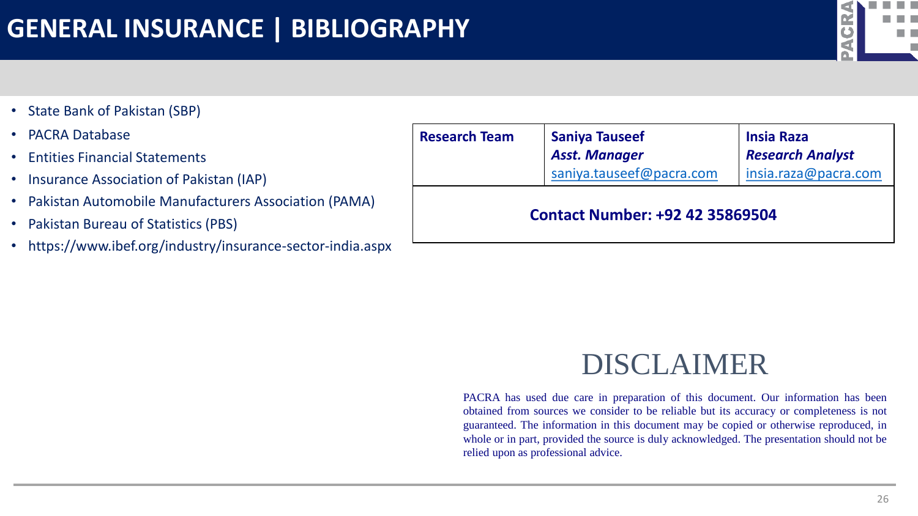# GENERAL INSURANCE | BIBLIOGRAPHY

- State Bank of Pakistan (SBP)
- PACRA Database
- Entities Financial Statements
- Insurance Association of Pakistan (IAP)
- Pakistan Automobile Manufacturers Association (PAMA)
- Pakistan Bureau of Statistics (PBS)
- https://www.ibef.org/industry/insurance-sector-india.aspx

| | | |
|---|---|---|
| **Research Team** | **Saniya Tauseef**<br>***Asst. Manager***<br>saniya.tauseef@pacra.com | **Insia Raza**<br>***Research Analyst***<br>insia.raza@pacra.com |
| **Contact Number: +92 42 35869504** | | |

## DISCLAIMER

PACRA has used due care in preparation of this document. Our information has been obtained from sources we consider to be reliable but its accuracy or completeness is not guaranteed. The information in this document may be copied or otherwise reproduced, in whole or in part, provided the source is duly acknowledged. The presentation should not be relied upon as professional advice.